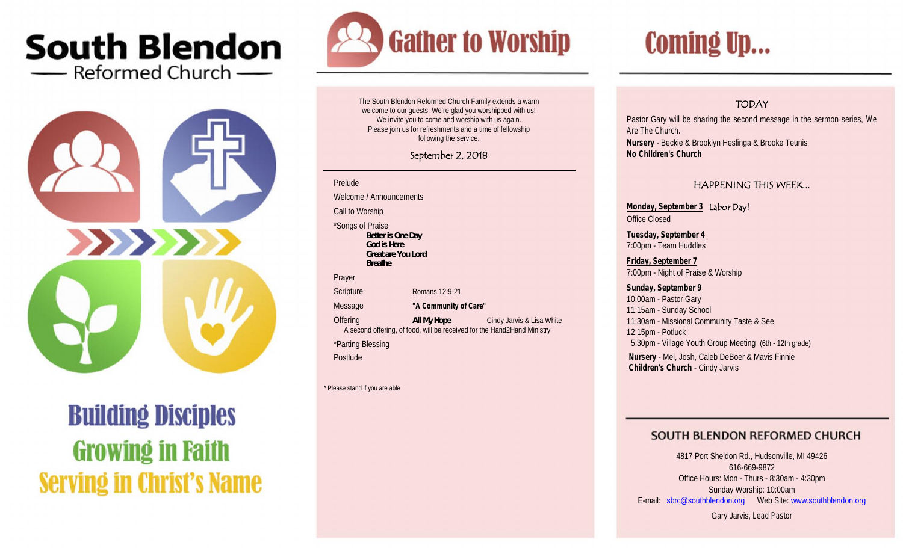# South Blendon

## Reformed Church

# Building Disciples
# Growing in Faith
# Serving in Christ's Name

# Gather to Worship

The South Blendon Reformed Church Family extends a warm welcome to our guests. We're glad you worshipped with us! We invite you to come and worship with us again. Please join us for refreshments and a time of fellowship following the service.

September 2, 2018

Prelude

Welcome / Announcements

Call to Worship

*Songs of Praise

**Better is One Day**
**God is Here**
**Great are You Lord**
**Breathe**

Prayer

Scripture — Romans 12:9-21

Message — **"A Community of Care"**

Offering — **All My Hope** — Cindy Jarvis & Lisa White

A second offering, of food, will be received for the Hand2Hand Ministry

*Parting Blessing

Postlude

\* Please stand if you are able

# Coming Up...

## TODAY

Pastor Gary will be sharing the second message in the sermon series, We Are The Church.

**Nursery** - Beckie & Brooklyn Heslinga & Brooke Teunis

**No Children's Church**

## HAPPENING THIS WEEK...

**Monday, September 3** Labor Day!
Office Closed

**Tuesday, September 4**
7:00pm - Team Huddles

**Friday, September 7**
7:00pm - Night of Praise & Worship

**Sunday, September 9**
10:00am - Pastor Gary
11:15am - Sunday School
11:30am - Missional Community Taste & See
12:15pm - Potluck
5:30pm - Village Youth Group Meeting (6th - 12th grade)

**Nursery** - Mel, Josh, Caleb DeBoer & Mavis Finnie

**Children's Church** - Cindy Jarvis

## SOUTH BLENDON REFORMED CHURCH

4817 Port Sheldon Rd., Hudsonville, MI 49426
616-669-9872
Office Hours: Mon - Thurs - 8:30am - 4:30pm
Sunday Worship: 10:00am
E-mail: sbrc@southblendon.org Web Site: www.southblendon.org

Gary Jarvis, Lead Pastor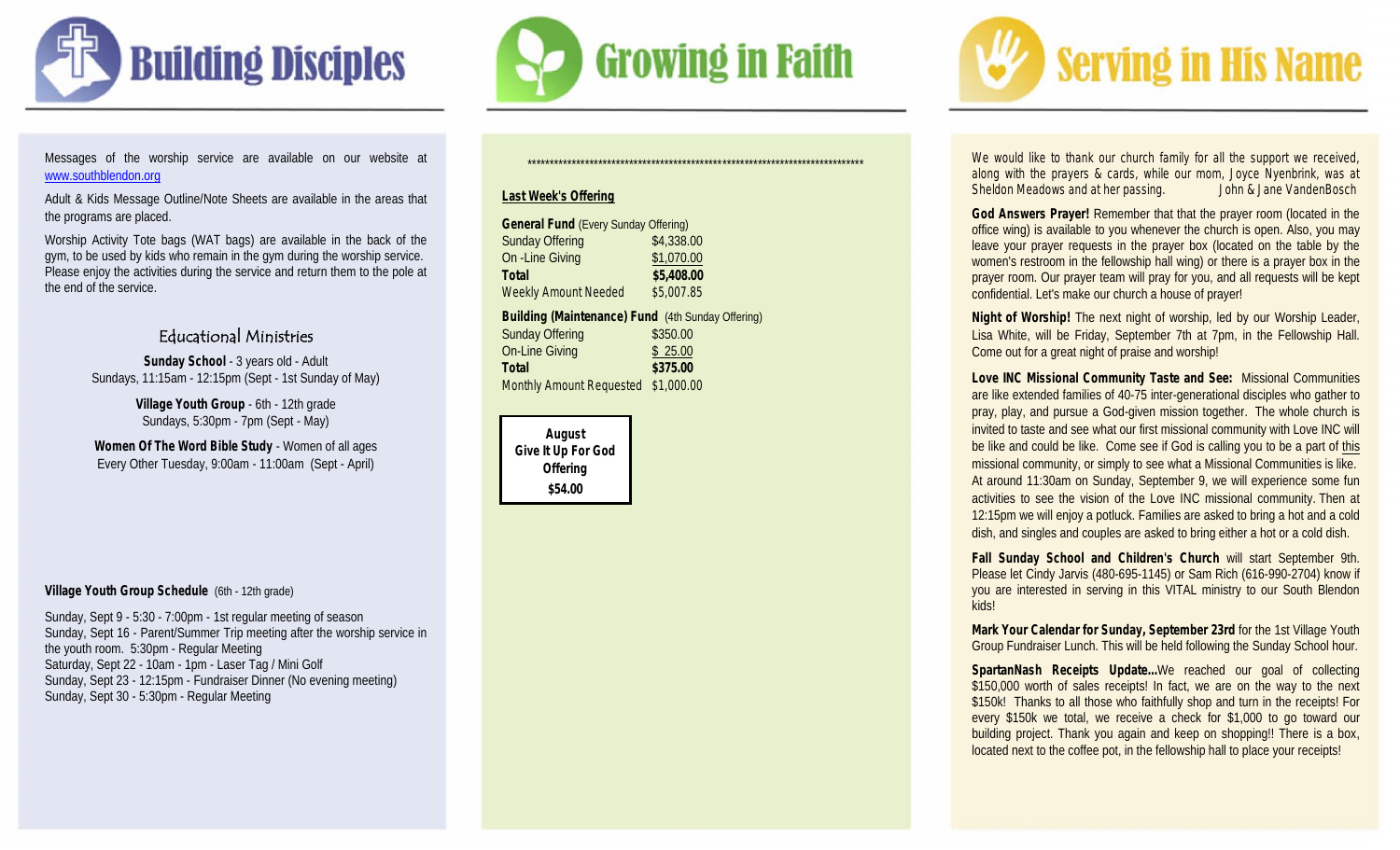# Building Disciples

Messages of the worship service are available on our website at www.southblendon.org

Adult & Kids Message Outline/Note Sheets are available in the areas that the programs are placed.

Worship Activity Tote bags (WAT bags) are available in the back of the gym, to be used by kids who remain in the gym during the worship service. Please enjoy the activities during the service and return them to the pole at the end of the service.

## Educational Ministries

**Sunday School** - 3 years old - Adult
Sundays, 11:15am - 12:15pm (Sept - 1st Sunday of May)

**Village Youth Group** - 6th - 12th grade
Sundays, 5:30pm - 7pm (Sept - May)

**Women Of The Word Bible Study** - Women of all ages
Every Other Tuesday, 9:00am - 11:00am (Sept - April)

**Village Youth Group Schedule** (6th - 12th grade)

Sunday, Sept 9 - 5:30 - 7:00pm - 1st regular meeting of season
Sunday, Sept 16 - Parent/Summer Trip meeting after the worship service in the youth room. 5:30pm - Regular Meeting
Saturday, Sept 22 - 10am - 1pm - Laser Tag / Mini Golf
Sunday, Sept 23 - 12:15pm - Fundraiser Dinner (No evening meeting)
Sunday, Sept 30 - 5:30pm - Regular Meeting

# Growing in Faith

********************************************************************************

**Last Week's Offering**

| | |
|---|---|
| **General Fund** (Every Sunday Offering) | |
| Sunday Offering | $4,338.00 |
| On -Line Giving | $1,070.00 |
| **Total** | **$5,408.00** |
| Weekly Amount Needed | $5,007.85 |
| **Building (Maintenance) Fund** (4th Sunday Offering) | |
| Sunday Offering | $350.00 |
| On-Line Giving | $ 25.00 |
| **Total** | **$375.00** |
| Monthly Amount Requested | $1,000.00 |

**August Give It Up For God Offering**
**$54.00**

# Serving in His Name

We would like to thank our church family for all the support we received, along with the prayers & cards, while our mom, Joyce Nyenbrink, was at Sheldon Meadows and at her passing. John & Jane VandenBosch

**God Answers Prayer!** Remember that that the prayer room (located in the office wing) is available to you whenever the church is open. Also, you may leave your prayer requests in the prayer box (located on the table by the women's restroom in the fellowship hall wing) or there is a prayer box in the prayer room. Our prayer team will pray for you, and all requests will be kept confidential. Let's make our church a house of prayer!

**Night of Worship!** The next night of worship, led by our Worship Leader, Lisa White, will be Friday, September 7th at 7pm, in the Fellowship Hall. Come out for a great night of praise and worship!

**Love INC Missional Community Taste and See:** Missional Communities are like extended families of 40-75 inter-generational disciples who gather to pray, play, and pursue a God-given mission together. The whole church is invited to taste and see what our first missional community with Love INC will be like and could be like. Come see if God is calling you to be a part of this missional community, or simply to see what a Missional Communities is like. At around 11:30am on Sunday, September 9, we will experience some fun activities to see the vision of the Love INC missional community. Then at 12:15pm we will enjoy a potluck. Families are asked to bring a hot and a cold dish, and singles and couples are asked to bring either a hot or a cold dish.

**Fall Sunday School and Children's Church** will start September 9th. Please let Cindy Jarvis (480-695-1145) or Sam Rich (616-990-2704) know if you are interested in serving in this VITAL ministry to our South Blendon kids!

**Mark Your Calendar for Sunday, September 23rd** for the 1st Village Youth Group Fundraiser Lunch. This will be held following the Sunday School hour.

**SpartanNash Receipts Update...**We reached our goal of collecting $150,000 worth of sales receipts! In fact, we are on the way to the next $150k! Thanks to all those who faithfully shop and turn in the receipts! For every $150k we total, we receive a check for $1,000 to go toward our building project. Thank you again and keep on shopping!! There is a box, located next to the coffee pot, in the fellowship hall to place your receipts!